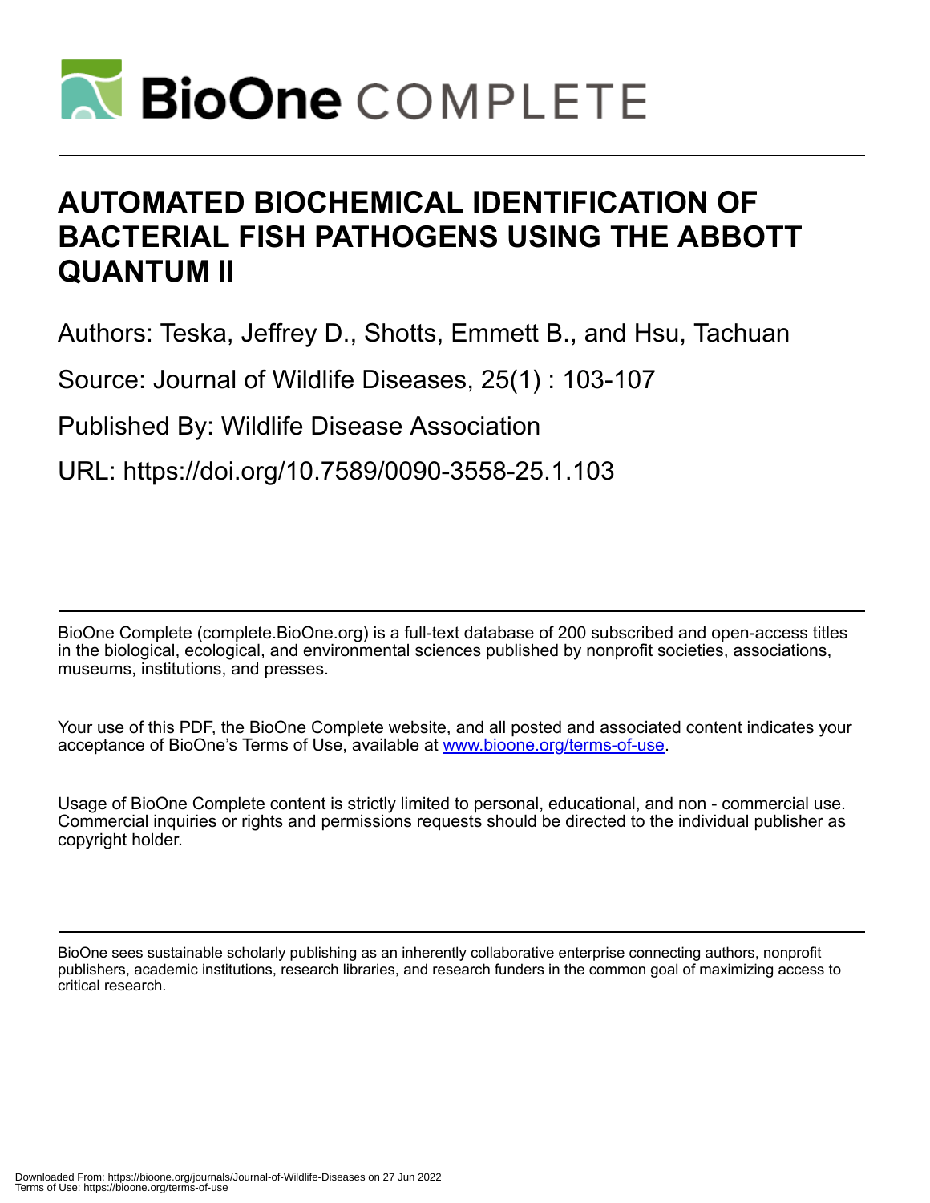# AUTOMATED BIOCHEMICAL IDENTIFICATION OF BACTERIAL FISH PATHOGENS USING THE ABBOTT QUANTUM II

Authors: Teska, Jeffrey D., Shotts, Emmett B., and Hsu, Tachuan

Source: Journal of Wildlife Diseases, 25(1) : 103-107

Published By: Wildlife Disease Association

URL: https://doi.org/10.7589/0090-3558-25.1.103

BioOne Complete (complete.BioOne.org) is a full-text database of 200 subscribed and open-access titles in the biological, ecological, and environmental sciences published by nonprofit societies, associations, museums, institutions, and presses.

Your use of this PDF, the BioOne Complete website, and all posted and associated content indicates your acceptance of BioOne's Terms of Use, available at www.bioone.org/terms-of-use.

Usage of BioOne Complete content is strictly limited to personal, educational, and non - commercial use. Commercial inquiries or rights and permissions requests should be directed to the individual publisher as copyright holder.

BioOne sees sustainable scholarly publishing as an inherently collaborative enterprise connecting authors, nonprofit publishers, academic institutions, research libraries, and research funders in the common goal of maximizing access to critical research.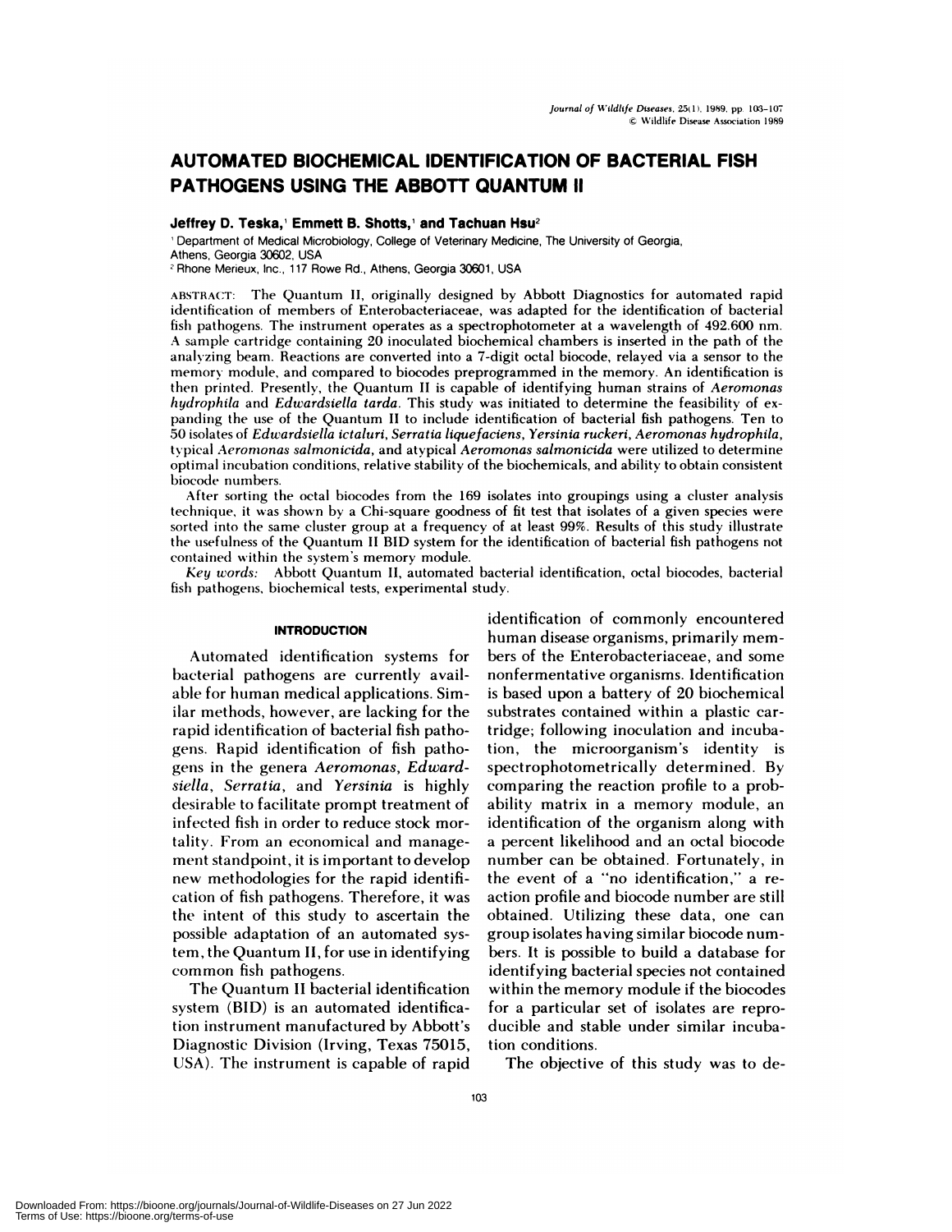# AUTOMATED BIOCHEMICAL IDENTIFICATION OF BACTERIAL FISH PATHOGENS USING THE ABBOTT QUANTUM II

**Jeffrey D. Teska,[1] Emmett B. Shotts,[1] and Tachuan Hsu[2]**

[1] Department of Medical Microbiology, College of Veterinary Medicine, The University of Georgia, Athens, Georgia 30602, USA

[2] Rhone Merieux, Inc., 117 Rowe Rd., Athens, Georgia 30601, USA

ABSTRACT: The Quantum II, originally designed by Abbott Diagnostics for automated rapid identification of members of Enterobacteriaceae, was adapted for the identification of bacterial fish pathogens. The instrument operates as a spectrophotometer at a wavelength of 492.600 nm. A sample cartridge containing 20 inoculated biochemical chambers is inserted in the path of the analyzing beam. Reactions are converted into a 7-digit octal biocode, relayed via a sensor to the memory module, and compared to biocodes preprogrammed in the memory. An identification is then printed. Presently, the Quantum II is capable of identifying human strains of *Aeromonas hydrophila* and *Edwardsiella tarda*. This study was initiated to determine the feasibility of expanding the use of the Quantum II to include identification of bacterial fish pathogens. Ten to 50 isolates of *Edwardsiella ictaluri*, *Serratia liquefaciens*, *Yersinia ruckeri*, *Aeromonas hydrophila*, typical *Aeromonas salmonicida*, and atypical *Aeromonas salmonicida* were utilized to determine optimal incubation conditions, relative stability of the biochemicals, and ability to obtain consistent biocode numbers.

After sorting the octal biocodes from the 169 isolates into groupings using a cluster analysis technique, it was shown by a Chi-square goodness of fit test that isolates of a given species were sorted into the same cluster group at a frequency of at least 99%. Results of this study illustrate the usefulness of the Quantum II BID system for the identification of bacterial fish pathogens not contained within the system's memory module.

*Key words:* Abbott Quantum II, automated bacterial identification, octal biocodes, bacterial fish pathogens, biochemical tests, experimental study.

## INTRODUCTION

Automated identification systems for bacterial pathogens are currently available for human medical applications. Similar methods, however, are lacking for the rapid identification of bacterial fish pathogens. Rapid identification of fish pathogens in the genera *Aeromonas*, *Edwardsiella*, *Serratia*, and *Yersinia* is highly desirable to facilitate prompt treatment of infected fish in order to reduce stock mortality. From an economical and management standpoint, it is important to develop new methodologies for the rapid identification of fish pathogens. Therefore, it was the intent of this study to ascertain the possible adaptation of an automated system, the Quantum II, for use in identifying common fish pathogens.

The Quantum II bacterial identification system (BID) is an automated identification instrument manufactured by Abbott's Diagnostic Division (Irving, Texas 75015, USA). The instrument is capable of rapid identification of commonly encountered human disease organisms, primarily members of the Enterobacteriaceae, and some nonfermentative organisms. Identification is based upon a battery of 20 biochemical substrates contained within a plastic cartridge; following inoculation and incubation, the microorganism's identity is spectrophotometrically determined. By comparing the reaction profile to a probability matrix in a memory module, an identification of the organism along with a percent likelihood and an octal biocode number can be obtained. Fortunately, in the event of a "no identification," a reaction profile and biocode number are still obtained. Utilizing these data, one can group isolates having similar biocode numbers. It is possible to build a database for identifying bacterial species not contained within the memory module if the biocodes for a particular set of isolates are reproducible and stable under similar incubation conditions.

The objective of this study was to de-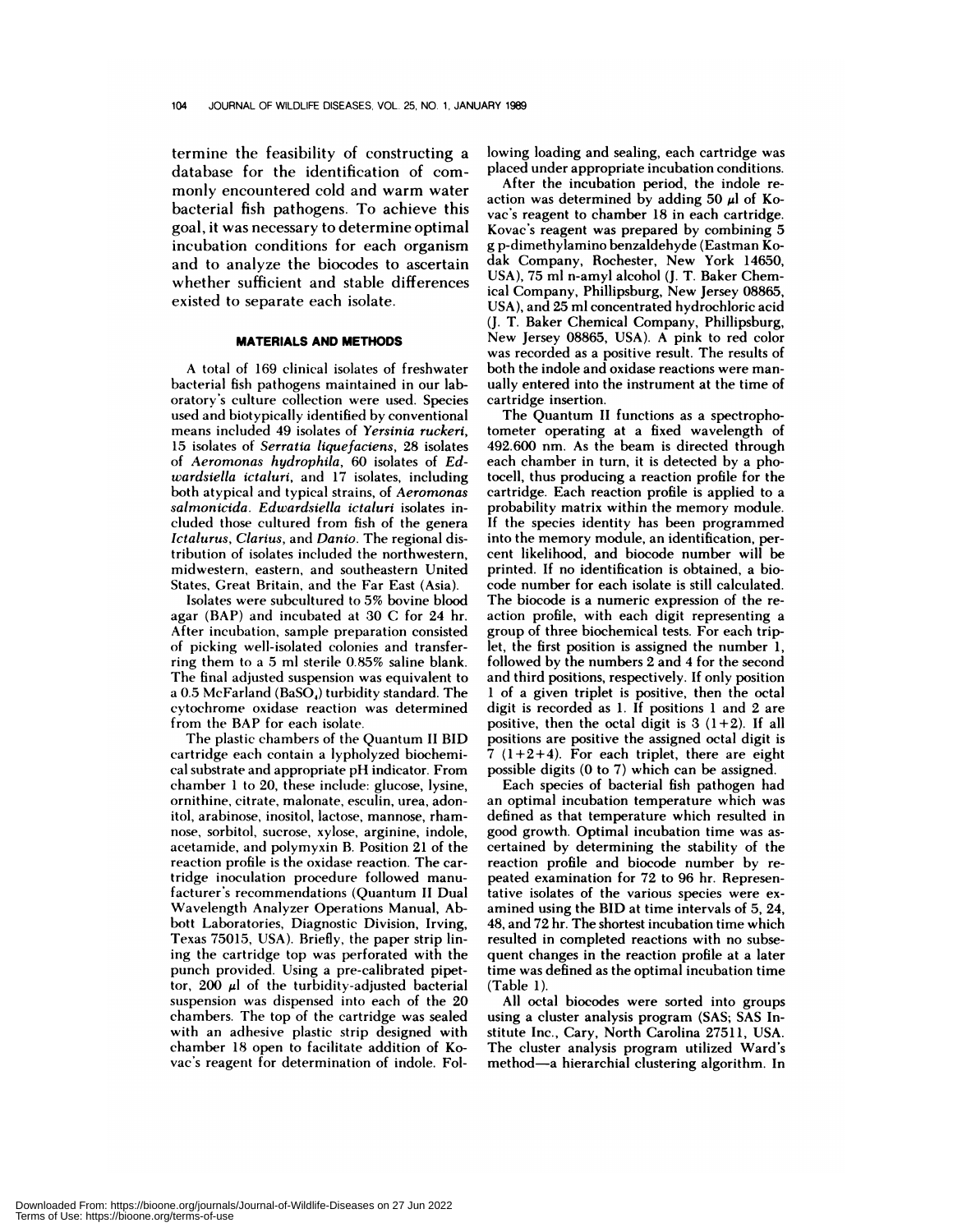termine the feasibility of constructing a database for the identification of commonly encountered cold and warm water bacterial fish pathogens. To achieve this goal, it was necessary to determine optimal incubation conditions for each organism and to analyze the biocodes to ascertain whether sufficient and stable differences existed to separate each isolate.

## MATERIALS AND METHODS

A total of 169 clinical isolates of freshwater bacterial fish pathogens maintained in our laboratory's culture collection were used. Species used and biotypically identified by conventional means included 49 isolates of *Yersinia ruckeri*, 15 isolates of *Serratia liquefaciens*, 28 isolates of *Aeromonas hydrophila*, 60 isolates of *Edwardsiella ictaluri*, and 17 isolates, including both atypical and typical strains, of *Aeromonas salmonicida*. *Edwardsiella ictaluri* isolates included those cultured from fish of the genera *Ictalurus*, *Clarius*, and *Danio*. The regional distribution of isolates included the northwestern, midwestern, eastern, and southeastern United States, Great Britain, and the Far East (Asia).

Isolates were subcultured to 5% bovine blood agar (BAP) and incubated at 30 C for 24 hr. After incubation, sample preparation consisted of picking well-isolated colonies and transferring them to a 5 ml sterile 0.85% saline blank. The final adjusted suspension was equivalent to a 0.5 McFarland ($BaSO_4$) turbidity standard. The cytochrome oxidase reaction was determined from the BAP for each isolate.

The plastic chambers of the Quantum II BID cartridge each contain a lypholyzed biochemical substrate and appropriate pH indicator. From chamber 1 to 20, these include: glucose, lysine, ornithine, citrate, malonate, esculin, urea, adonitol, arabinose, inositol, lactose, mannose, rhamnose, sorbitol, sucrose, xylose, arginine, indole, acetamide, and polymyxin B. Position 21 of the reaction profile is the oxidase reaction. The cartridge inoculation procedure followed manufacturer's recommendations (Quantum II Dual Wavelength Analyzer Operations Manual, Abbott Laboratories, Diagnostic Division, Irving, Texas 75015, USA). Briefly, the paper strip lining the cartridge top was perforated with the punch provided. Using a pre-calibrated pipettor, 200 μl of the turbidity-adjusted bacterial suspension was dispensed into each of the 20 chambers. The top of the cartridge was sealed with an adhesive plastic strip designed with chamber 18 open to facilitate addition of Kovac's reagent for determination of indole. Following loading and sealing, each cartridge was placed under appropriate incubation conditions.

After the incubation period, the indole reaction was determined by adding 50 μl of Kovac's reagent to chamber 18 in each cartridge. Kovac's reagent was prepared by combining 5 g p-dimethylamino benzaldehyde (Eastman Kodak Company, Rochester, New York 14650, USA), 75 ml n-amyl alcohol (J. T. Baker Chemical Company, Phillipsburg, New Jersey 08865, USA), and 25 ml concentrated hydrochloric acid (J. T. Baker Chemical Company, Phillipsburg, New Jersey 08865, USA). A pink to red color was recorded as a positive result. The results of both the indole and oxidase reactions were manually entered into the instrument at the time of cartridge insertion.

The Quantum II functions as a spectrophotometer operating at a fixed wavelength of 492.600 nm. As the beam is directed through each chamber in turn, it is detected by a photocell, thus producing a reaction profile for the cartridge. Each reaction profile is applied to a probability matrix within the memory module. If the species identity has been programmed into the memory module, an identification, percent likelihood, and biocode number will be printed. If no identification is obtained, a biocode number for each isolate is still calculated. The biocode is a numeric expression of the reaction profile, with each digit representing a group of three biochemical tests. For each triplet, the first position is assigned the number 1, followed by the numbers 2 and 4 for the second and third positions, respectively. If only position 1 of a given triplet is positive, then the octal digit is recorded as 1. If positions 1 and 2 are positive, then the octal digit is 3 (1+2). If all positions are positive the assigned octal digit is 7 (1+2+4). For each triplet, there are eight possible digits (0 to 7) which can be assigned.

Each species of bacterial fish pathogen had an optimal incubation temperature which was defined as that temperature which resulted in good growth. Optimal incubation time was ascertained by determining the stability of the reaction profile and biocode number by repeated examination for 72 to 96 hr. Representative isolates of the various species were examined using the BID at time intervals of 5, 24, 48, and 72 hr. The shortest incubation time which resulted in completed reactions with no subsequent changes in the reaction profile at a later time was defined as the optimal incubation time (Table 1).

All octal biocodes were sorted into groups using a cluster analysis program (SAS; SAS Institute Inc., Cary, North Carolina 27511, USA. The cluster analysis program utilized Ward's method—a hierarchial clustering algorithm. In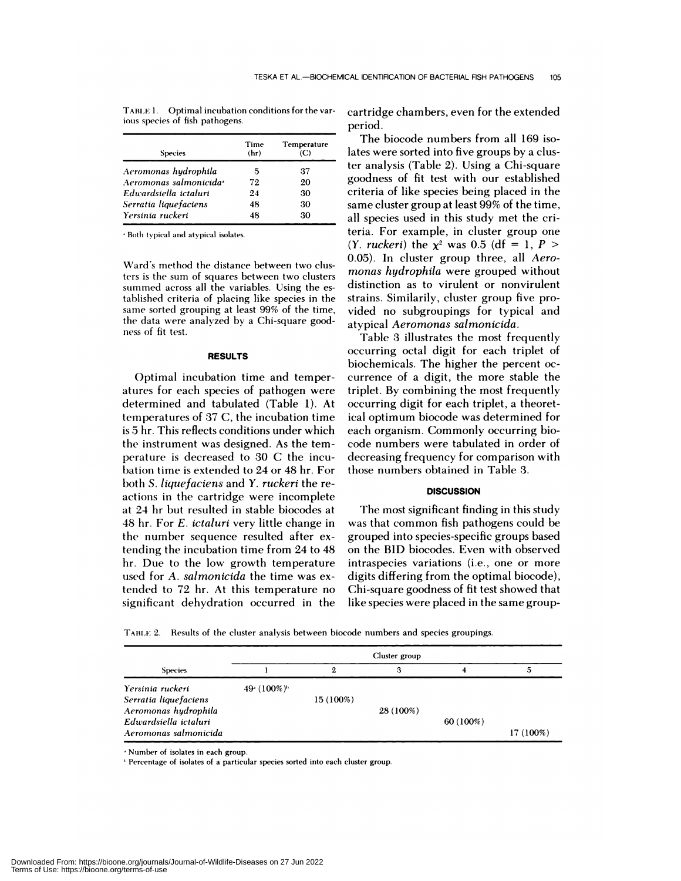TABLE 1. Optimal incubation conditions for the various species of fish pathogens.

| Species | Time (hr) | Temperature (C) |
|---|---|---|
| *Aeromonas hydrophila* | 5 | 37 |
| *Aeromonas salmonicida*[a] | 72 | 20 |
| *Edwardsiella ictaluri* | 24 | 30 |
| *Serratia liquefaciens* | 48 | 30 |
| *Yersinia ruckeri* | 48 | 30 |

[a] Both typical and atypical isolates.

Ward's method the distance between two clusters is the sum of squares between two clusters summed across all the variables. Using the established criteria of placing like species in the same sorted grouping at least 99% of the time, the data were analyzed by a Chi-square goodness of fit test.

## RESULTS

Optimal incubation time and temperatures for each species of pathogen were determined and tabulated (Table 1). At temperatures of 37 C, the incubation time is 5 hr. This reflects conditions under which the instrument was designed. As the temperature is decreased to 30 C the incubation time is extended to 24 or 48 hr. For both *S. liquefaciens* and *Y. ruckeri* the reactions in the cartridge were incomplete at 24 hr but resulted in stable biocodes at 48 hr. For *E. ictaluri* very little change in the number sequence resulted after extending the incubation time from 24 to 48 hr. Due to the low growth temperature used for *A. salmonicida* the time was extended to 72 hr. At this temperature no significant dehydration occurred in the cartridge chambers, even for the extended period.

The biocode numbers from all 169 isolates were sorted into five groups by a cluster analysis (Table 2). Using a Chi-square goodness of fit test with our established criteria of like species being placed in the same cluster group at least 99% of the time, all species used in this study met the criteria. For example, in cluster group one (*Y. ruckeri*) the $\chi^2$ was 0.5 (df = 1, $P > 0.05$). In cluster group three, all *Aeromonas hydrophila* were grouped without distinction as to virulent or nonvirulent strains. Similarily, cluster group five provided no subgroupings for typical and atypical *Aeromonas salmonicida*.

Table 3 illustrates the most frequently occurring octal digit for each triplet of biochemicals. The higher the percent occurrence of a digit, the more stable the triplet. By combining the most frequently occurring digit for each triplet, a theoretical optimum biocode was determined for each organism. Commonly occurring biocode numbers were tabulated in order of decreasing frequency for comparison with those numbers obtained in Table 3.

## DISCUSSION

The most significant finding in this study was that common fish pathogens could be grouped into species-specific groups based on the BID biocodes. Even with observed intraspecies variations (i.e., one or more digits differing from the optimal biocode), Chi-square goodness of fit test showed that like species were placed in the same group-

TABLE 2. Results of the cluster analysis between biocode numbers and species groupings.

| Species | Cluster group | | | | |
|---|---|---|---|---|---|
| | 1 | 2 | 3 | 4 | 5 |
| *Yersinia ruckeri* | 49[a] (100%)[b] | | | | |
| *Serratia liquefaciens* | | 15 (100%) | | | |
| *Aeromonas hydrophila* | | | 28 (100%) | | |
| *Edwardsiella ictaluri* | | | | 60 (100%) | |
| *Aeromonas salmonicida* | | | | | 17 (100%) |

[a] Number of isolates in each group.

[b] Percentage of isolates of a particular species sorted into each cluster group.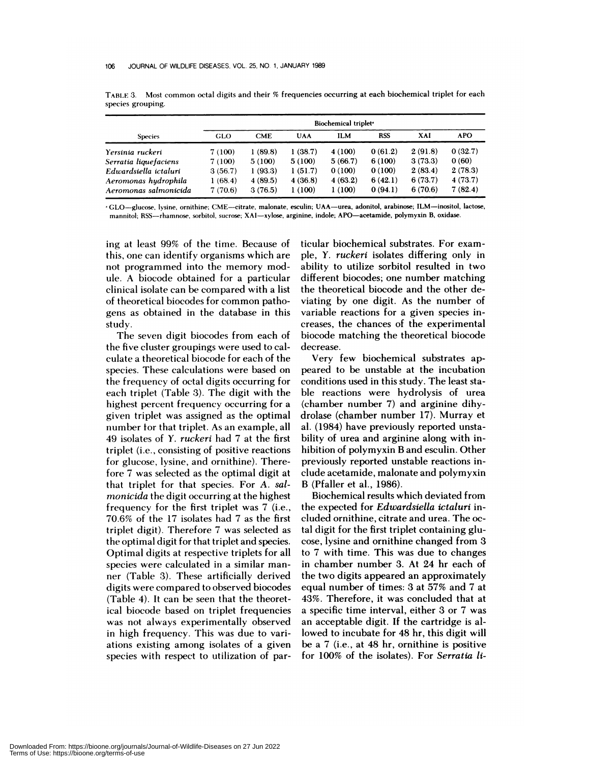TABLE 3. Most common octal digits and their % frequencies occurring at each biochemical triplet for each species grouping.

| Species | Biochemical triplet[a] | | | | | | |
|---|---|---|---|---|---|---|---|
| | GLO | CME | UAA | ILM | RSS | XAI | APO |
| *Yersinia ruckeri* | 7 (100) | 1 (89.8) | 1 (38.7) | 4 (100) | 0 (61.2) | 2 (91.8) | 0 (32.7) |
| *Serratia liquefaciens* | 7 (100) | 5 (100) | 5 (100) | 5 (66.7) | 6 (100) | 3 (73.3) | 0 (60) |
| *Edwardsiella ictaluri* | 3 (56.7) | 1 (93.3) | 1 (51.7) | 0 (100) | 0 (100) | 2 (83.4) | 2 (78.3) |
| *Aeromonas hydrophila* | 1 (68.4) | 4 (89.5) | 4 (36.8) | 4 (63.2) | 6 (42.1) | 6 (73.7) | 4 (73.7) |
| *Aeromonas salmonicida* | 7 (70.6) | 3 (76.5) | 1 (100) | 1 (100) | 0 (94.1) | 6 (70.6) | 7 (82.4) |

[a] GLO—glucose, lysine, ornithine; CME—citrate, malonate, esculin; UAA—urea, adonitol, arabinose; ILM—inositol, lactose, mannitol; RSS—rhamnose, sorbitol, sucrose; XAI—xylose, arginine, indole; APO—acetamide, polymyxin B, oxidase.

ing at least 99% of the time. Because of this, one can identify organisms which are not programmed into the memory module. A biocode obtained for a particular clinical isolate can be compared with a list of theoretical biocodes for common pathogens as obtained in the database in this study.

The seven digit biocodes from each of the five cluster groupings were used to calculate a theoretical biocode for each of the species. These calculations were based on the frequency of octal digits occurring for each triplet (Table 3). The digit with the highest percent frequency occurring for a given triplet was assigned as the optimal number for that triplet. As an example, all 49 isolates of *Y. ruckeri* had 7 at the first triplet (i.e., consisting of positive reactions for glucose, lysine, and ornithine). Therefore 7 was selected as the optimal digit at that triplet for that species. For *A. salmonicida* the digit occurring at the highest frequency for the first triplet was 7 (i.e., 70.6% of the 17 isolates had 7 as the first triplet digit). Therefore 7 was selected as the optimal digit for that triplet and species. Optimal digits at respective triplets for all species were calculated in a similar manner (Table 3). These artificially derived digits were compared to observed biocodes (Table 4). It can be seen that the theoretical biocode based on triplet frequencies was not always experimentally observed in high frequency. This was due to variations existing among isolates of a given species with respect to utilization of particular biochemical substrates. For example, *Y. ruckeri* isolates differing only in ability to utilize sorbitol resulted in two different biocodes; one number matching the theoretical biocode and the other deviating by one digit. As the number of variable reactions for a given species increases, the chances of the experimental biocode matching the theoretical biocode decrease.

Very few biochemical substrates appeared to be unstable at the incubation conditions used in this study. The least stable reactions were hydrolysis of urea (chamber number 7) and arginine dihydrolase (chamber number 17). Murray et al. (1984) have previously reported instability of urea and arginine along with inhibition of polymyxin B and esculin. Other previously reported unstable reactions include acetamide, malonate and polymyxin B (Pfaller et al., 1986).

Biochemical results which deviated from the expected for *Edwardsiella ictaluri* included ornithine, citrate and urea. The octal digit for the first triplet containing glucose, lysine and ornithine changed from 3 to 7 with time. This was due to changes in chamber number 3. At 24 hr each of the two digits appeared an approximately equal number of times: 3 at 57% and 7 at 43%. Therefore, it was concluded that at a specific time interval, either 3 or 7 was an acceptable digit. If the cartridge is allowed to incubate for 48 hr, this digit will be a 7 (i.e., at 48 hr, ornithine is positive for 100% of the isolates). For *Serratia li-*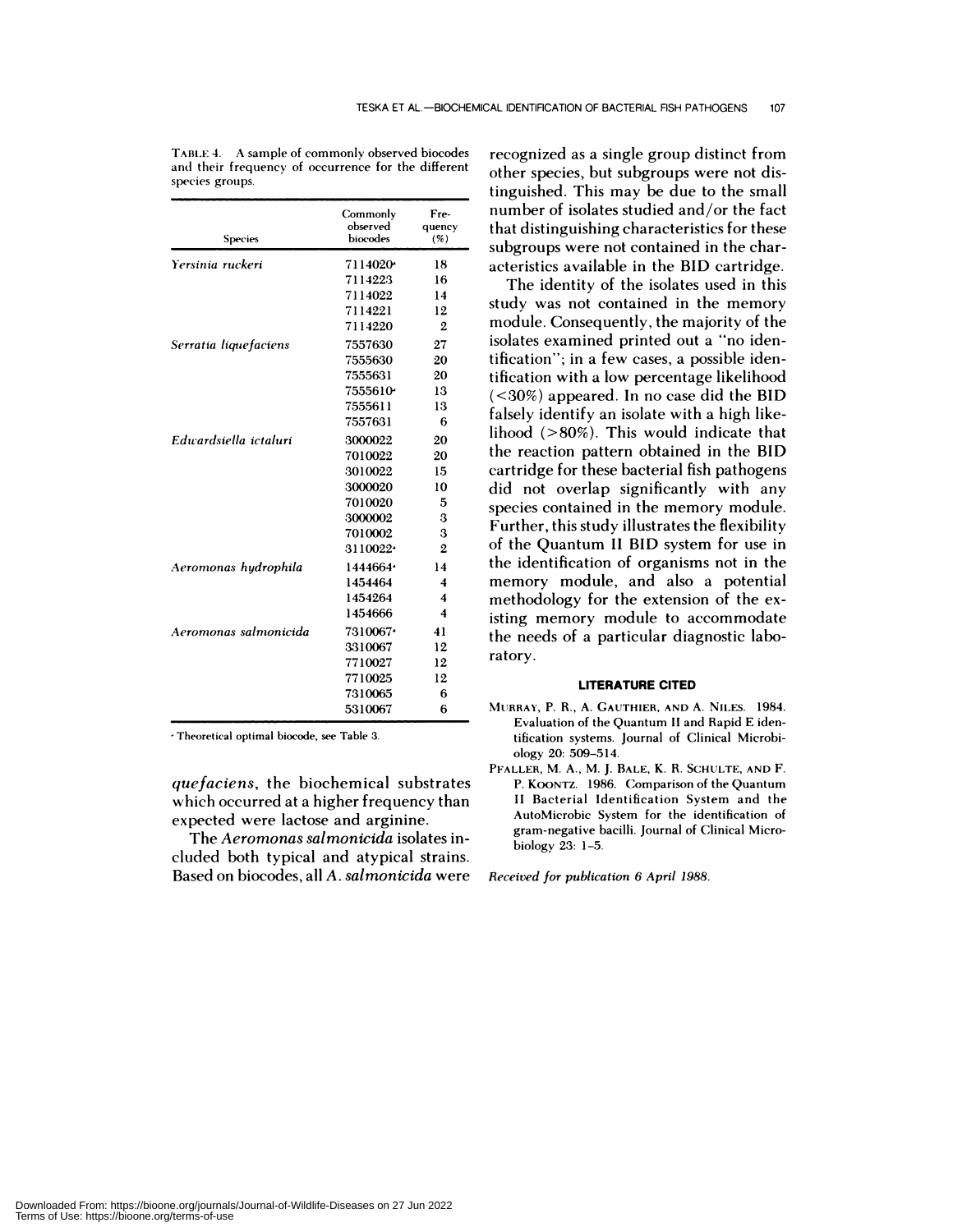TABLE 4. A sample of commonly observed biocodes and their frequency of occurrence for the different species groups.

| Species | Commonly observed biocodes | Frequency (%) |
|---|---|---|
| *Yersinia ruckeri* | 7114020[a] | 18 |
| | 7114223 | 16 |
| | 7114022 | 14 |
| | 7114221 | 12 |
| | 7114220 | 2 |
| *Serratia liquefaciens* | 7557630 | 27 |
| | 7555630 | 20 |
| | 7555631 | 20 |
| | 7555610[a] | 13 |
| | 7555611 | 13 |
| | 7557631 | 6 |
| *Edwardsiella ictaluri* | 3000022 | 20 |
| | 7010022 | 20 |
| | 3010022 | 15 |
| | 3000020 | 10 |
| | 7010020 | 5 |
| | 3000002 | 3 |
| | 7010002 | 3 |
| | 3110022[a] | 2 |
| *Aeromonas hydrophila* | 1444664[a] | 14 |
| | 1454464 | 4 |
| | 1454264 | 4 |
| | 1454666 | 4 |
| *Aeromonas salmonicida* | 7310067[a] | 41 |
| | 3310067 | 12 |
| | 7710027 | 12 |
| | 7710025 | 12 |
| | 7310065 | 6 |
| | 5310067 | 6 |

[a] Theoretical optimal biocode, see Table 3.

*quefaciens*, the biochemical substrates which occurred at a higher frequency than expected were lactose and arginine.

The *Aeromonas salmonicida* isolates included both typical and atypical strains. Based on biocodes, all *A. salmonicida* were recognized as a single group distinct from other species, but subgroups were not distinguished. This may be due to the small number of isolates studied and/or the fact that distinguishing characteristics for these subgroups were not contained in the characteristics available in the BID cartridge.

The identity of the isolates used in this study was not contained in the memory module. Consequently, the majority of the isolates examined printed out a "no identification"; in a few cases, a possible identification with a low percentage likelihood (<30%) appeared. In no case did the BID falsely identify an isolate with a high likelihood (>80%). This would indicate that the reaction pattern obtained in the BID cartridge for these bacterial fish pathogens did not overlap significantly with any species contained in the memory module. Further, this study illustrates the flexibility of the Quantum II BID system for use in the identification of organisms not in the memory module, and also a potential methodology for the extension of the existing memory module to accommodate the needs of a particular diagnostic laboratory.

## LITERATURE CITED

MURRAY, P. R., A. GAUTHIER, AND A. NILES. 1984. Evaluation of the Quantum II and Rapid E identification systems. Journal of Clinical Microbiology 20: 509–514.

PFALLER, M. A., M. J. BALE, K. R. SCHULTE, AND F. P. KOONTZ. 1986. Comparison of the Quantum II Bacterial Identification System and the AutoMicrobic System for the identification of gram-negative bacilli. Journal of Clinical Microbiology 23: 1–5.

*Received for publication 6 April 1988.*